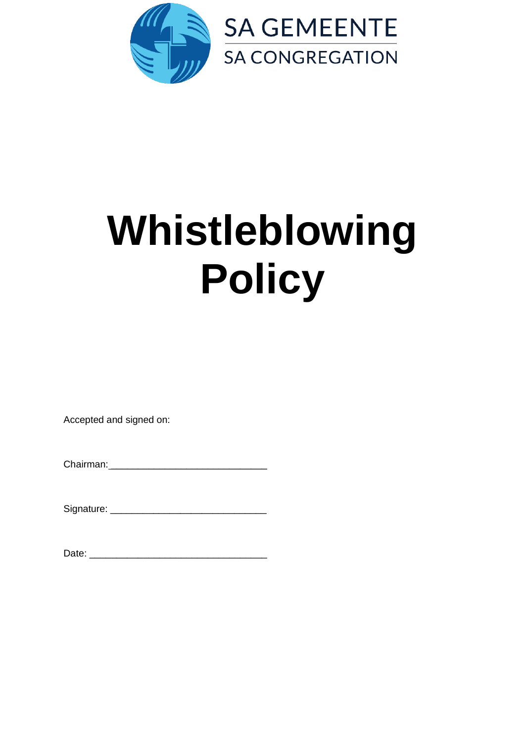SA GEMEENTE

SA CONGREGATION

# Whistleblowing Policy

Accepted and signed on:

Chairman:____________________________

Signature: ____________________________

Date: ________________________________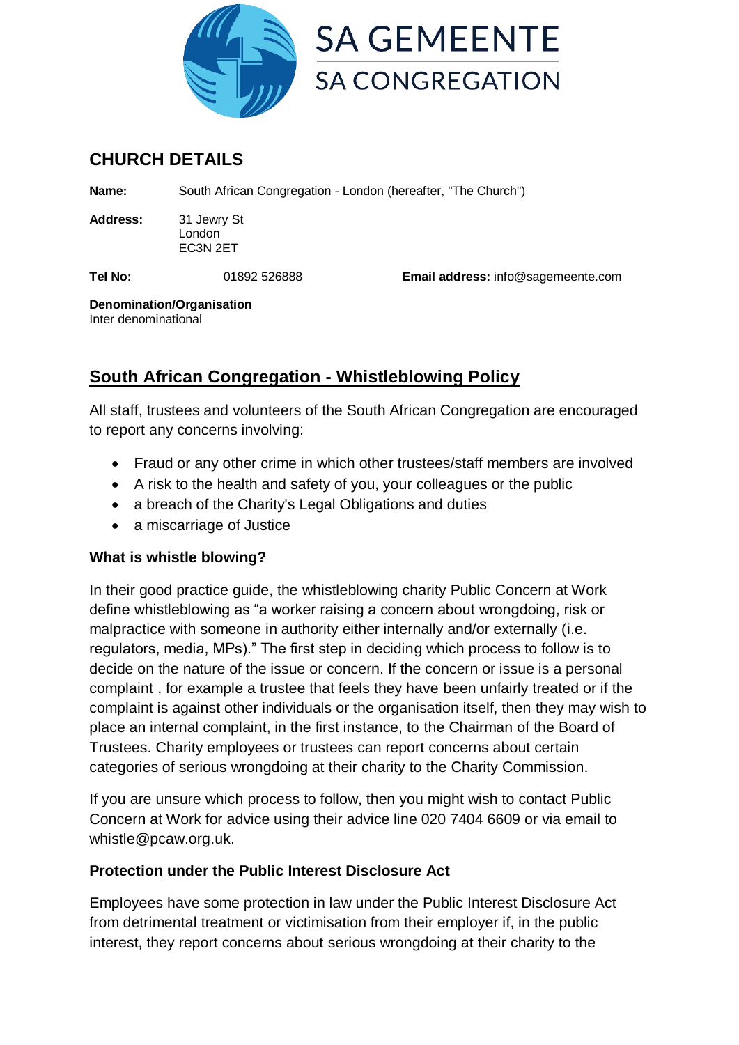SA GEMEENTE
SA CONGREGATION

## CHURCH DETAILS

**Name:** South African Congregation - London (hereafter, "The Church")

**Address:** 31 Jewry St
London
EC3N 2ET

**Tel No:** 01892 526888 **Email address:** info@sagemeente.com

**Denomination/Organisation**
Inter denominational

## South African Congregation - Whistleblowing Policy

All staff, trustees and volunteers of the South African Congregation are encouraged to report any concerns involving:

- Fraud or any other crime in which other trustees/staff members are involved
- A risk to the health and safety of you, your colleagues or the public
- a breach of the Charity's Legal Obligations and duties
- a miscarriage of Justice

### What is whistle blowing?

In their good practice guide, the whistleblowing charity Public Concern at Work define whistleblowing as "a worker raising a concern about wrongdoing, risk or malpractice with someone in authority either internally and/or externally (i.e. regulators, media, MPs)." The first step in deciding which process to follow is to decide on the nature of the issue or concern. If the concern or issue is a personal complaint , for example a trustee that feels they have been unfairly treated or if the complaint is against other individuals or the organisation itself, then they may wish to place an internal complaint, in the first instance, to the Chairman of the Board of Trustees. Charity employees or trustees can report concerns about certain categories of serious wrongdoing at their charity to the Charity Commission.

If you are unsure which process to follow, then you might wish to contact Public Concern at Work for advice using their advice line 020 7404 6609 or via email to whistle@pcaw.org.uk.

### Protection under the Public Interest Disclosure Act

Employees have some protection in law under the Public Interest Disclosure Act from detrimental treatment or victimisation from their employer if, in the public interest, they report concerns about serious wrongdoing at their charity to the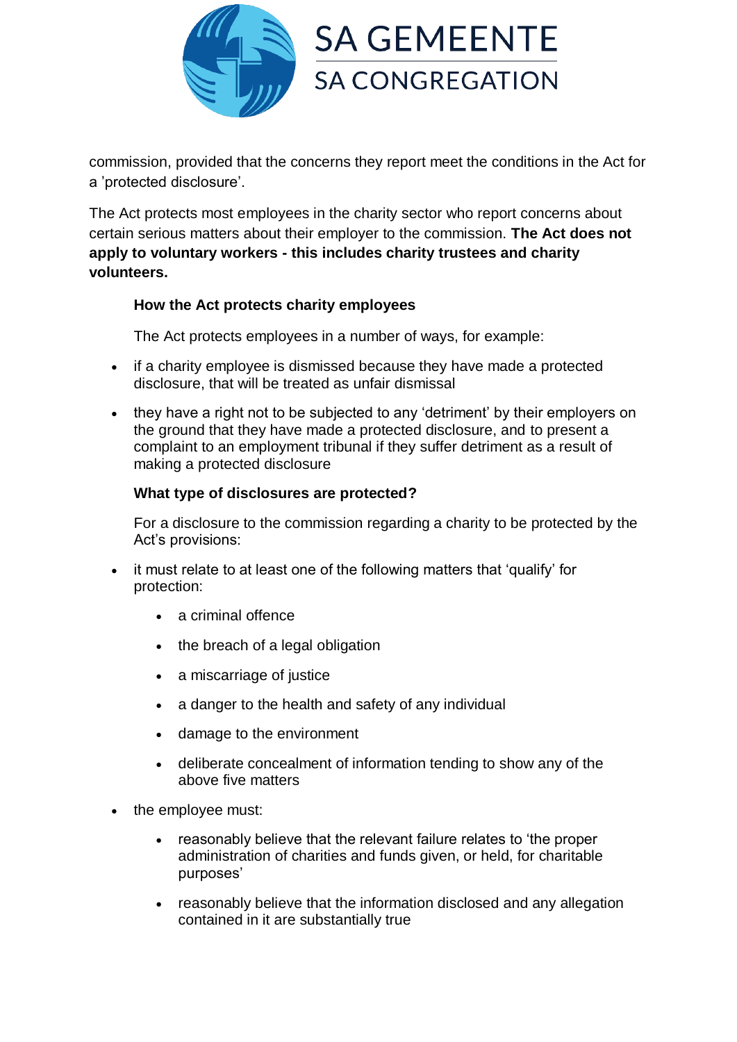commission, provided that the concerns they report meet the conditions in the Act for a 'protected disclosure'.

The Act protects most employees in the charity sector who report concerns about certain serious matters about their employer to the commission. **The Act does not apply to voluntary workers - this includes charity trustees and charity volunteers.**

**How the Act protects charity employees**

The Act protects employees in a number of ways, for example:

- if a charity employee is dismissed because they have made a protected disclosure, that will be treated as unfair dismissal
- they have a right not to be subjected to any 'detriment' by their employers on the ground that they have made a protected disclosure, and to present a complaint to an employment tribunal if they suffer detriment as a result of making a protected disclosure

**What type of disclosures are protected?**

For a disclosure to the commission regarding a charity to be protected by the Act's provisions:

- it must relate to at least one of the following matters that 'qualify' for protection:
  - a criminal offence
  - the breach of a legal obligation
  - a miscarriage of justice
  - a danger to the health and safety of any individual
  - damage to the environment
  - deliberate concealment of information tending to show any of the above five matters
- the employee must:
  - reasonably believe that the relevant failure relates to 'the proper administration of charities and funds given, or held, for charitable purposes'
  - reasonably believe that the information disclosed and any allegation contained in it are substantially true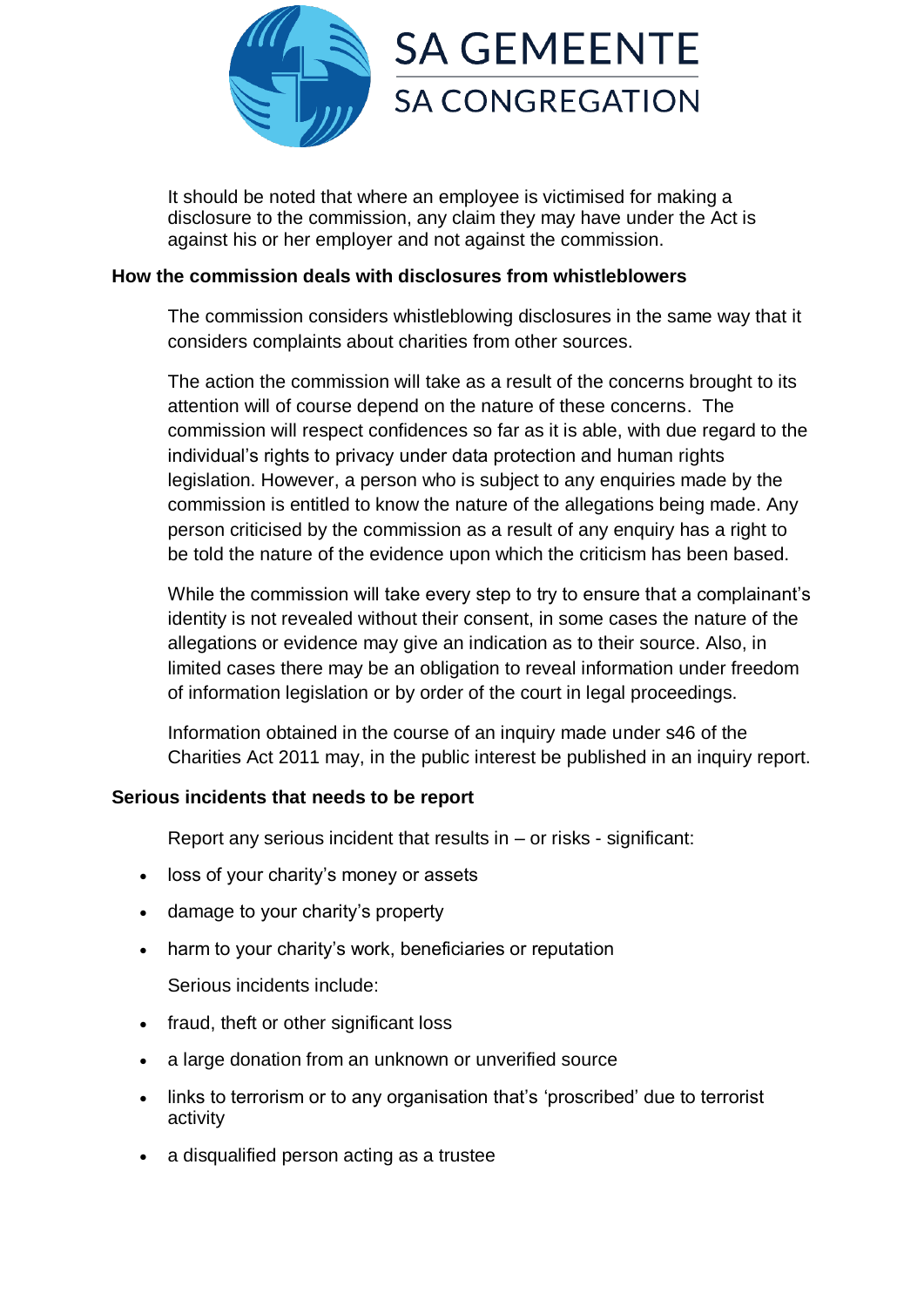It should be noted that where an employee is victimised for making a disclosure to the commission, any claim they may have under the Act is against his or her employer and not against the commission.

## How the commission deals with disclosures from whistleblowers

The commission considers whistleblowing disclosures in the same way that it considers complaints about charities from other sources.

The action the commission will take as a result of the concerns brought to its attention will of course depend on the nature of these concerns. The commission will respect confidences so far as it is able, with due regard to the individual's rights to privacy under data protection and human rights legislation. However, a person who is subject to any enquiries made by the commission is entitled to know the nature of the allegations being made. Any person criticised by the commission as a result of any enquiry has a right to be told the nature of the evidence upon which the criticism has been based.

While the commission will take every step to try to ensure that a complainant's identity is not revealed without their consent, in some cases the nature of the allegations or evidence may give an indication as to their source. Also, in limited cases there may be an obligation to reveal information under freedom of information legislation or by order of the court in legal proceedings.

Information obtained in the course of an inquiry made under s46 of the Charities Act 2011 may, in the public interest be published in an inquiry report.

## Serious incidents that needs to be report

Report any serious incident that results in – or risks - significant:

- loss of your charity's money or assets
- damage to your charity's property
- harm to your charity's work, beneficiaries or reputation

Serious incidents include:

- fraud, theft or other significant loss
- a large donation from an unknown or unverified source
- links to terrorism or to any organisation that's 'proscribed' due to terrorist activity
- a disqualified person acting as a trustee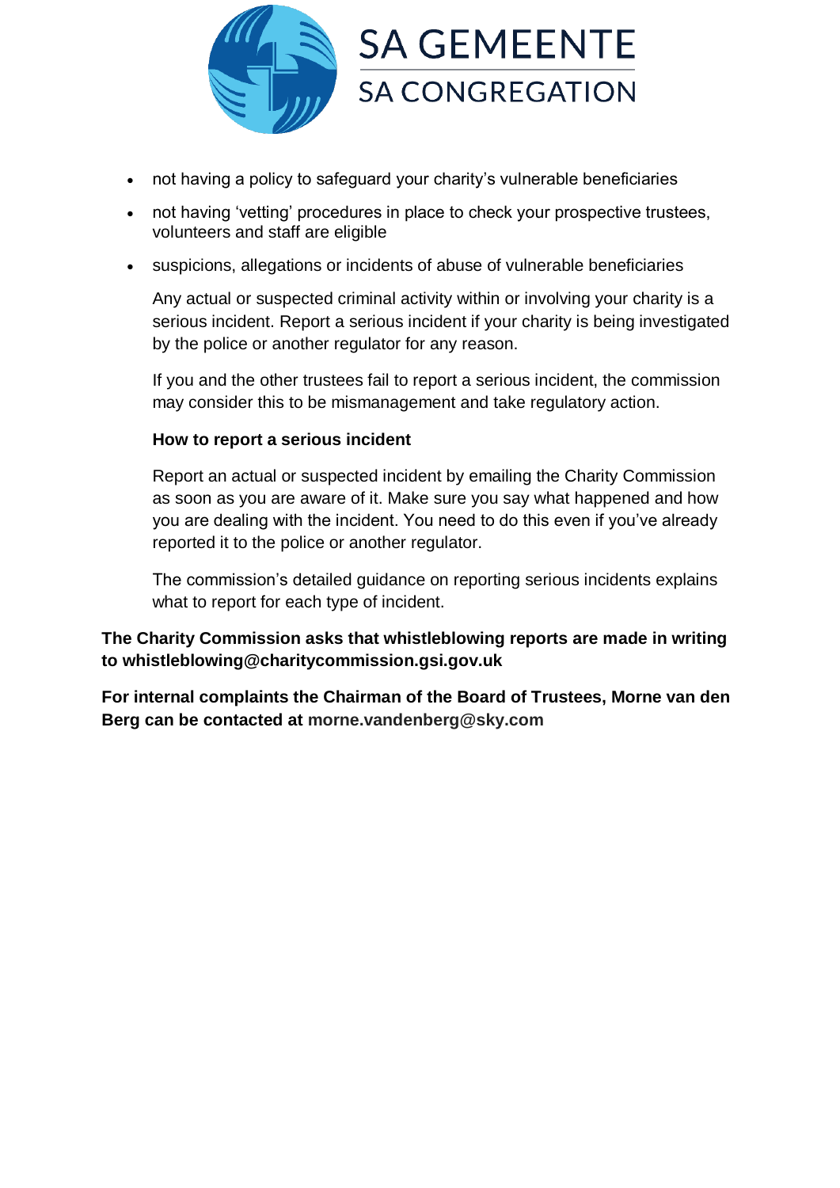- not having a policy to safeguard your charity's vulnerable beneficiaries
- not having 'vetting' procedures in place to check your prospective trustees, volunteers and staff are eligible
- suspicions, allegations or incidents of abuse of vulnerable beneficiaries

  Any actual or suspected criminal activity within or involving your charity is a serious incident. Report a serious incident if your charity is being investigated by the police or another regulator for any reason.

  If you and the other trustees fail to report a serious incident, the commission may consider this to be mismanagement and take regulatory action.

  **How to report a serious incident**

  Report an actual or suspected incident by emailing the Charity Commission as soon as you are aware of it. Make sure you say what happened and how you are dealing with the incident. You need to do this even if you've already reported it to the police or another regulator.

  The commission's detailed guidance on reporting serious incidents explains what to report for each type of incident.

**The Charity Commission asks that whistleblowing reports are made in writing to whistleblowing@charitycommission.gsi.gov.uk**

**For internal complaints the Chairman of the Board of Trustees, Morne van den Berg can be contacted at morne.vandenberg@sky.com**